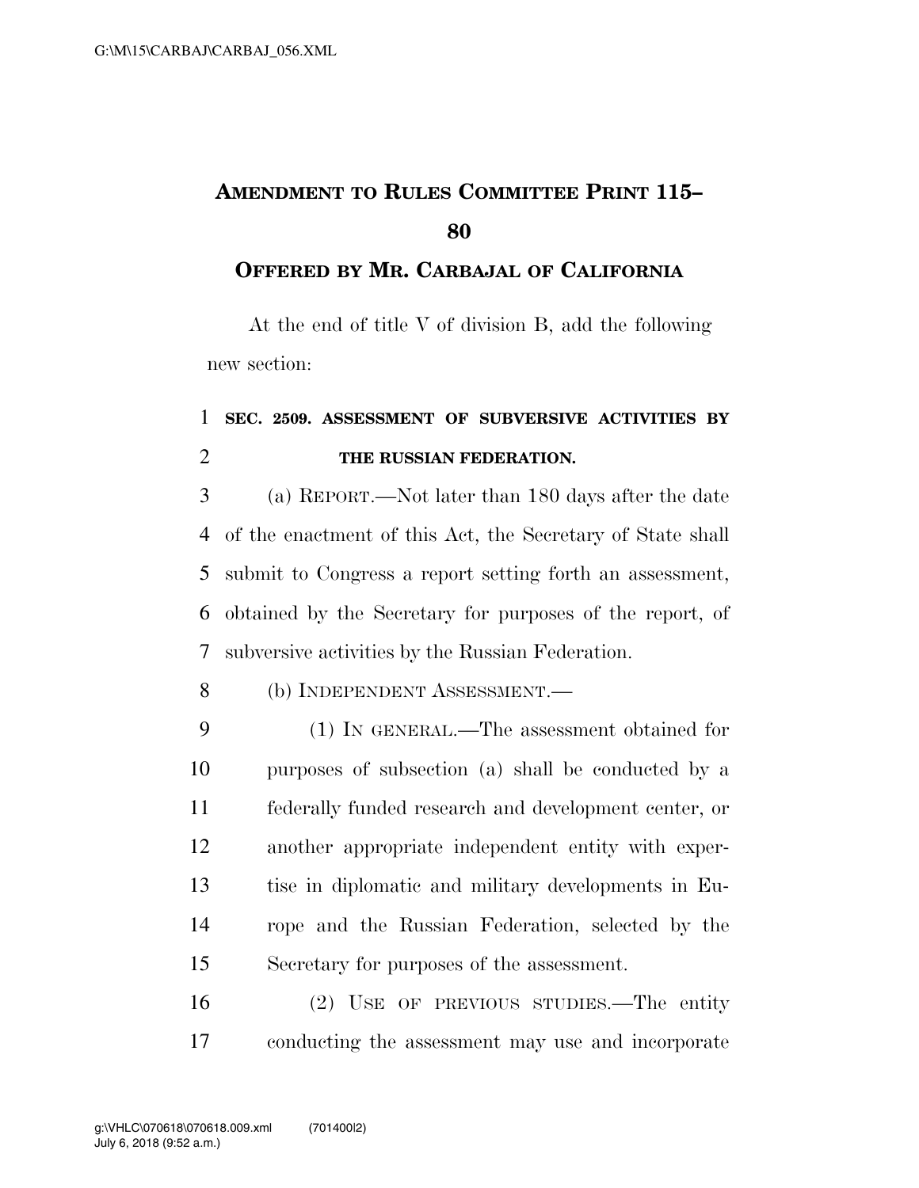# AMENDMENT TO RULES COMMITTEE PRINT 115–80

## OFFERED BY MR. CARBAJAL OF CALIFORNIA

At the end of title V of division B, add the following new section:

1 **SEC. 2509. ASSESSMENT OF SUBVERSIVE ACTIVITIES BY**
2 **THE RUSSIAN FEDERATION.**

3 (a) REPORT.—Not later than 180 days after the date
4 of the enactment of this Act, the Secretary of State shall
5 submit to Congress a report setting forth an assessment,
6 obtained by the Secretary for purposes of the report, of
7 subversive activities by the Russian Federation.

8 (b) INDEPENDENT ASSESSMENT.—

9 (1) IN GENERAL.—The assessment obtained for
10 purposes of subsection (a) shall be conducted by a
11 federally funded research and development center, or
12 another appropriate independent entity with exper-
13 tise in diplomatic and military developments in Eu-
14 rope and the Russian Federation, selected by the
15 Secretary for purposes of the assessment.

16 (2) USE OF PREVIOUS STUDIES.—The entity
17 conducting the assessment may use and incorporate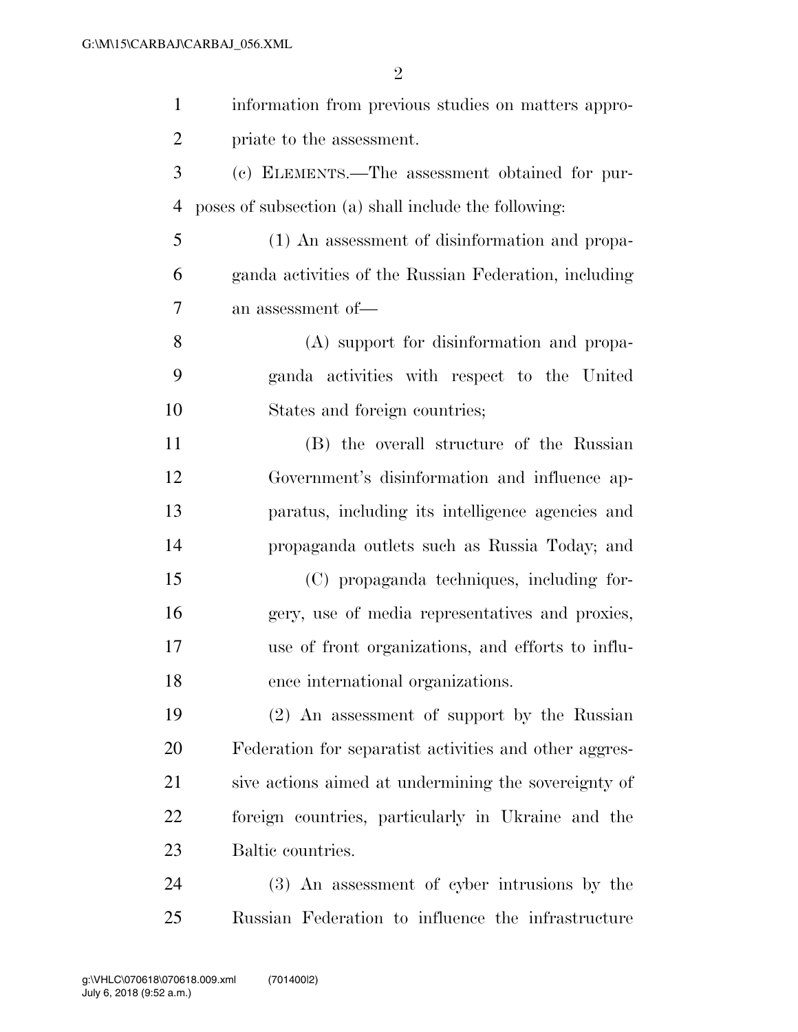information from previous studies on matters appropriate to the assessment.

(c) ELEMENTS.—The assessment obtained for purposes of subsection (a) shall include the following:

(1) An assessment of disinformation and propaganda activities of the Russian Federation, including an assessment of—

(A) support for disinformation and propaganda activities with respect to the United States and foreign countries;

(B) the overall structure of the Russian Government's disinformation and influence apparatus, including its intelligence agencies and propaganda outlets such as Russia Today; and

(C) propaganda techniques, including forgery, use of media representatives and proxies, use of front organizations, and efforts to influence international organizations.

(2) An assessment of support by the Russian Federation for separatist activities and other aggressive actions aimed at undermining the sovereignty of foreign countries, particularly in Ukraine and the Baltic countries.

(3) An assessment of cyber intrusions by the Russian Federation to influence the infrastructure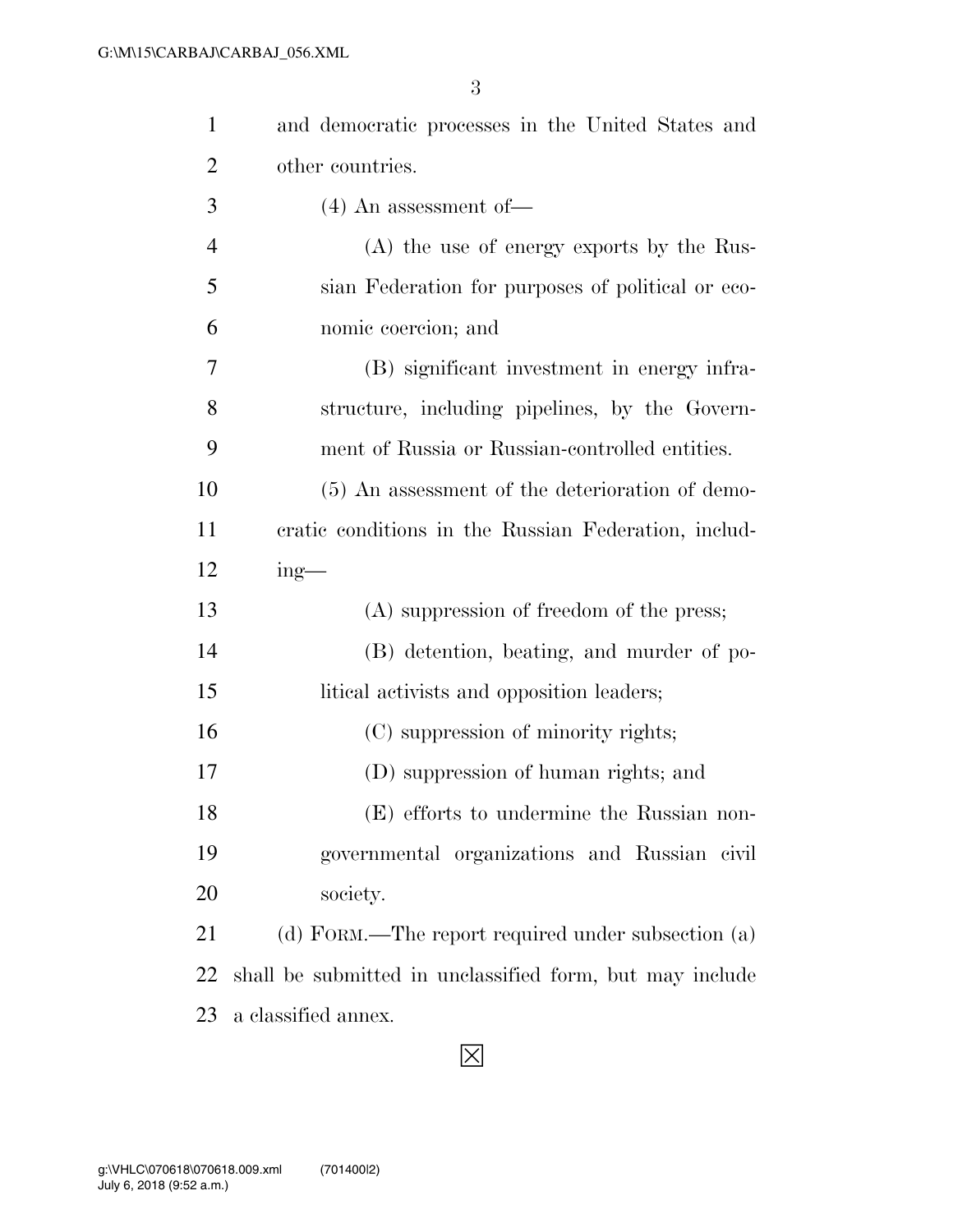and democratic processes in the United States and other countries.

(4) An assessment of—

(A) the use of energy exports by the Russian Federation for purposes of political or economic coercion; and

(B) significant investment in energy infrastructure, including pipelines, by the Government of Russia or Russian-controlled entities.

(5) An assessment of the deterioration of democratic conditions in the Russian Federation, including—

(A) suppression of freedom of the press;

(B) detention, beating, and murder of political activists and opposition leaders;

(C) suppression of minority rights;

(D) suppression of human rights; and

(E) efforts to undermine the Russian nongovernmental organizations and Russian civil society.

(d) FORM.—The report required under subsection (a) shall be submitted in unclassified form, but may include a classified annex.